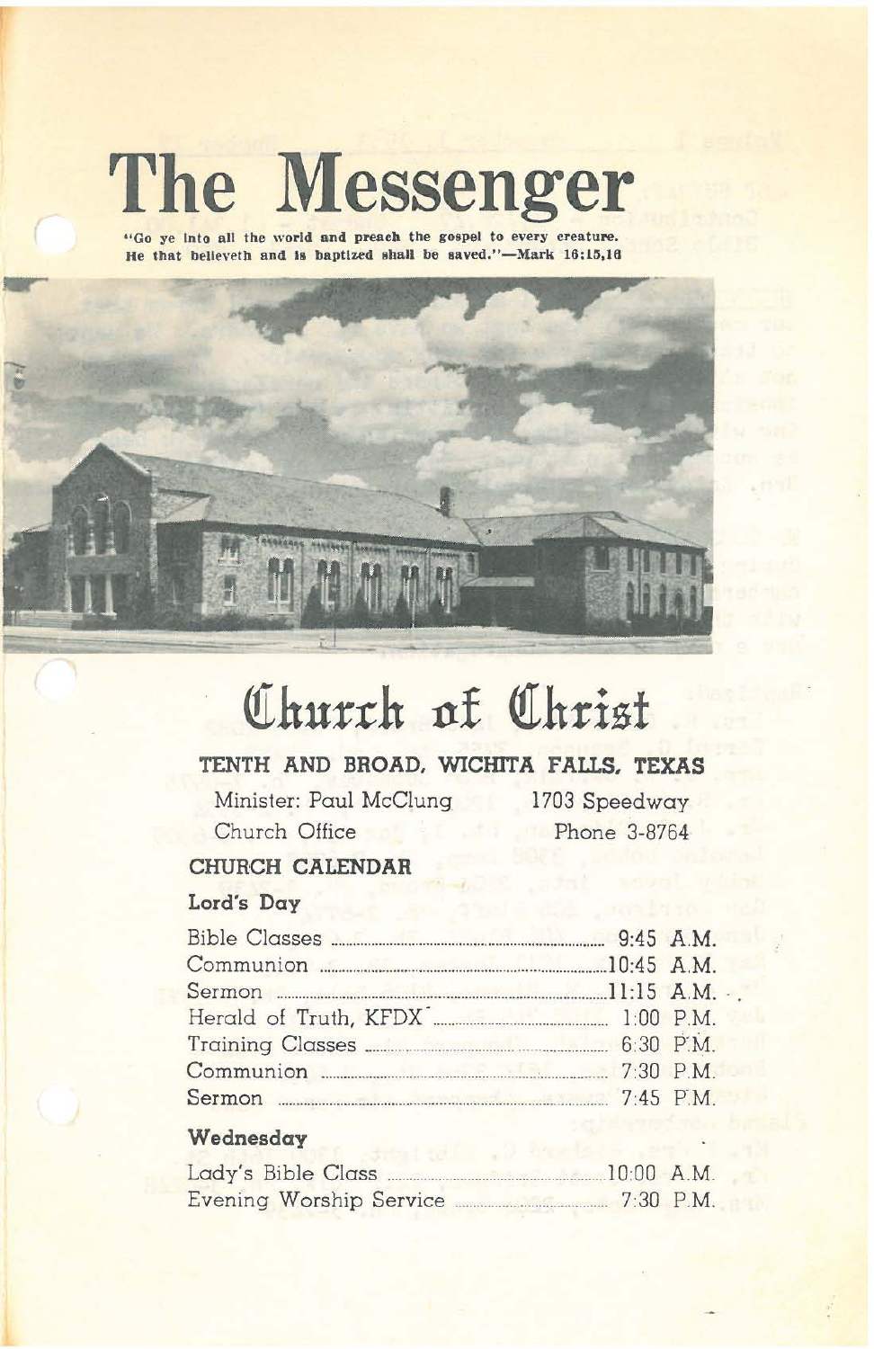# The Messenger

"Go ye into all the world and preach the gospel to every creature. He that believeth and is baptized shall be saved."—Mark 16:15,16

# Church of Christ

## TENTH AND BROAD, WICHITA FALLS, TEXAS

Minister: Paul McClung — 1703 Speedway

Church Office — Phone 3-8764

## CHURCH CALENDAR

### Lord's Day

| | |
|---|---|
| Bible Classes | 9:45 A.M. |
| Communion | 10:45 A.M. |
| Sermon | 11:15 A.M. |
| Herald of Truth, KFDX | 1:00 P.M. |
| Training Classes | 6:30 P.M. |
| Communion | 7:30 P.M. |
| Sermon | 7:45 P.M. |

### Wednesday

| | |
|---|---|
| Lady's Bible Class | 10:00 A.M. |
| Evening Worship Service | 7:30 P.M. |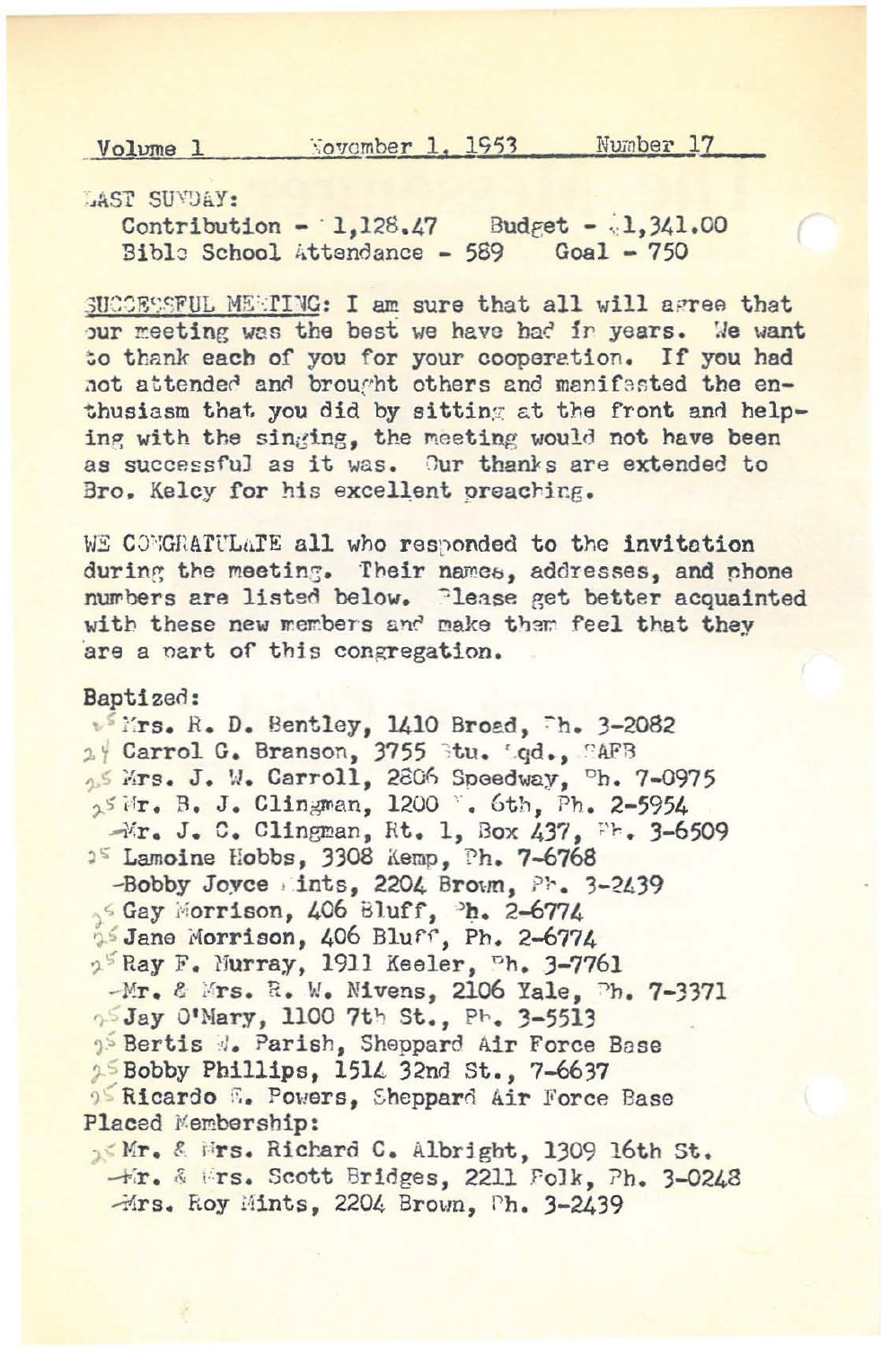Volume 1 November 1, 1953 Number 17

LAST SUNDAY:
Contribution - $1,128.47 Budget - $1,341.00
Bible School Attendance - 589 Goal - 750

SUCCESSFUL MEETING: I am sure that all will agree that our meeting was the best we have had in years. We want to thank each of you for your cooperation. If you had not attended and brought others and manifested the enthusiasm that you did by sitting at the front and helping with the singing, the meeting would not have been as successful as it was. Our thanks are extended to Bro. Kelcy for his excellent preaching.

WE CONGRATULATE all who responded to the invitation during the meeting. Their names, addresses, and phone numbers are listed below. Please get better acquainted with these new members and make them feel that they are a part of this congregation.

Baptized:

- Mrs. R. D. Bentley, 1410 Broad, Ph. 3-2082
- Carrol G. Branson, 3755 Stu. Sqd., SAFB
- Mrs. J. W. Carroll, 2806 Speedway, Ph. 7-0975
- Mr. B. J. Clingman, 1200 N. 6th, Ph. 2-5954
- Mr. J. C. Clingman, Rt. 1, Box 437, Ph. 3-6509
- Lamoine Hobbs, 3308 Kemp, Ph. 7-6768
- Bobby Joyce Mints, 2204 Brown, Ph. 3-2439
- Gay Morrison, 406 Bluff, Ph. 2-6774
- Jane Morrison, 406 Bluff, Ph. 2-6774
- Ray F. Murray, 1911 Keeler, Ph. 3-7761
- Mr. & Mrs. R. W. Nivens, 2106 Yale, Ph. 7-3371
- Jay O'Mary, 1100 7th St., Ph. 3-5513
- Bertis W. Parish, Sheppard Air Force Base
- Bobby Phillips, 1514 32nd St., 7-6637
- Ricardo E. Powers, Sheppard Air Force Base

Placed Membership:

- Mr. & Mrs. Richard C. Albright, 1309 16th St.
- Mr. & Mrs. Scott Bridges, 2211 Polk, Ph. 3-0248
- Mrs. Roy Mints, 2204 Brown, Ph. 3-2439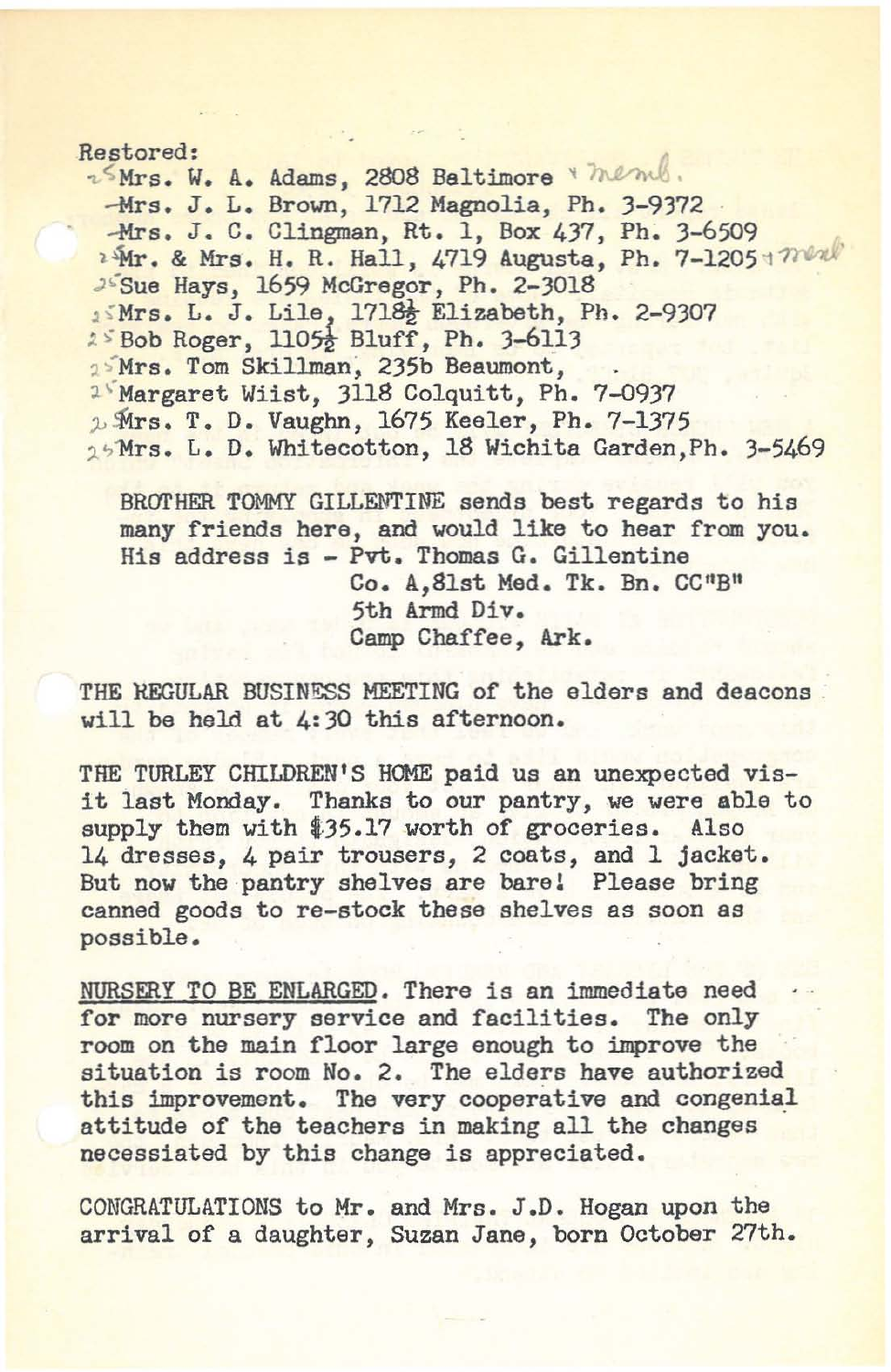Restored:

- Mrs. W. A. Adams, 2808 Baltimore
- Mrs. J. L. Brown, 1712 Magnolia, Ph. 3-9372
- Mrs. J. C. Clingman, Rt. 1, Box 437, Ph. 3-6509
- Mr. & Mrs. H. R. Hall, 4719 Augusta, Ph. 7-1205
- Sue Hays, 1659 McGregor, Ph. 2-3018
- Mrs. L. J. Lile, 1718½ Elizabeth, Ph. 2-9307
- Bob Roger, 1105½ Bluff, Ph. 3-6113
- Mrs. Tom Skillman, 235b Beaumont,
- Margaret Wiist, 3118 Colquitt, Ph. 7-0937
- Mrs. T. D. Vaughn, 1675 Keeler, Ph. 7-1375
- Mrs. L. D. Whitecotton, 18 Wichita Garden, Ph. 3-5469

BROTHER TOMMY GILLENTINE sends best regards to his many friends here, and would like to hear from you. His address is - Pvt. Thomas G. Gillentine
Co. A, 81st Med. Tk. Bn. CC"B"
5th Armd Div.
Camp Chaffee, Ark.

THE REGULAR BUSINESS MEETING of the elders and deacons will be held at 4:30 this afternoon.

THE TURLEY CHILDREN'S HOME paid us an unexpected visit last Monday. Thanks to our pantry, we were able to supply them with $35.17 worth of groceries. Also 14 dresses, 4 pair trousers, 2 coats, and 1 jacket. But now the pantry shelves are bare! Please bring canned goods to re-stock these shelves as soon as possible.

<u>NURSERY TO BE ENLARGED</u>. There is an immediate need for more nursery service and facilities. The only room on the main floor large enough to improve the situation is room No. 2. The elders have authorized this improvement. The very cooperative and congenial attitude of the teachers in making all the changes necessiated by this change is appreciated.

CONGRATULATIONS to Mr. and Mrs. J.D. Hogan upon the arrival of a daughter, Suzan Jane, born October 27th.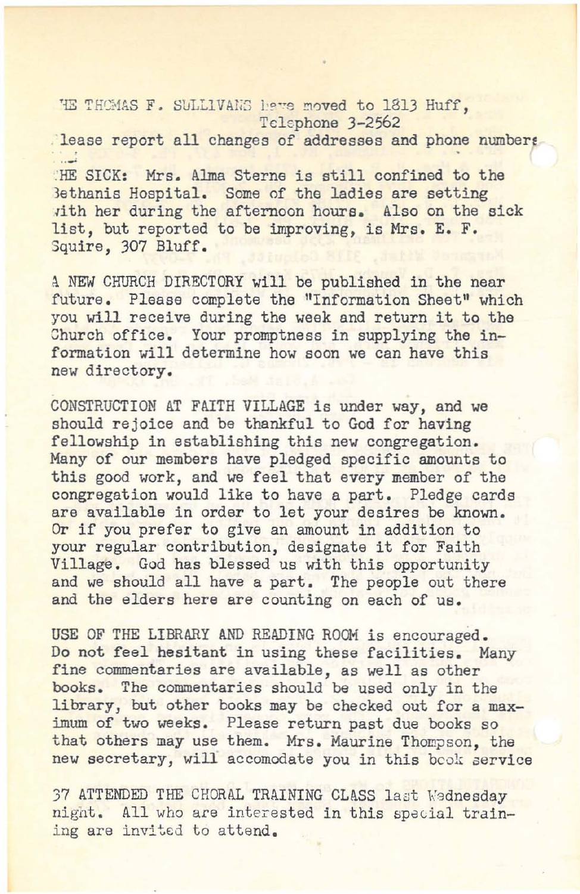HE THOMAS F. SULLIVANS have moved to 1813 Huff, Telephone 3-2562

lease report all changes of addresses and phone numbers

HE SICK: Mrs. Alma Sterne is still confined to the Bethania Hospital. Some of the ladies are setting with her during the afternoon hours. Also on the sick list, but reported to be improving, is Mrs. E. F. Squire, 307 Bluff.

A NEW CHURCH DIRECTORY will be published in the near future. Please complete the "Information Sheet" which you will receive during the week and return it to the Church office. Your promptness in supplying the information will determine how soon we can have this new directory.

CONSTRUCTION AT FAITH VILLAGE is under way, and we should rejoice and be thankful to God for having fellowship in establishing this new congregation. Many of our members have pledged specific amounts to this good work, and we feel that every member of the congregation would like to have a part. Pledge cards are available in order to let your desires be known. Or if you prefer to give an amount in addition to your regular contribution, designate it for Faith Village. God has blessed us with this opportunity and we should all have a part. The people out there and the elders here are counting on each of us.

USE OF THE LIBRARY AND READING ROOM is encouraged. Do not feel hesitant in using these facilities. Many fine commentaries are available, as well as other books. The commentaries should be used only in the library, but other books may be checked out for a maximum of two weeks. Please return past due books so that others may use them. Mrs. Maurine Thompson, the new secretary, will accomodate you in this book service

37 ATTENDED THE CHORAL TRAINING CLASS last Wednesday night. All who are interested in this special training are invited to attend.